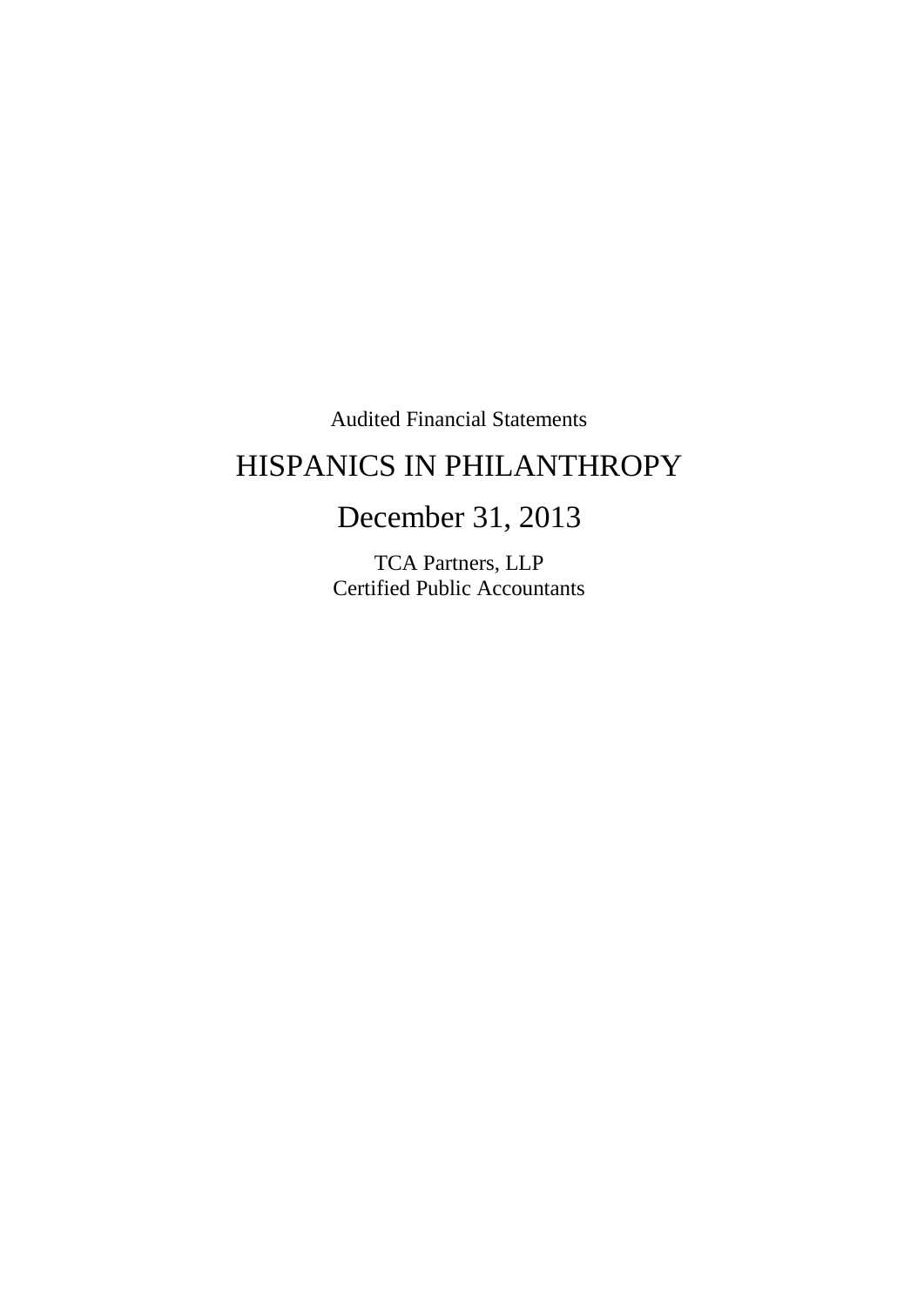Audited Financial Statements

# HISPANICS IN PHILANTHROPY

## December 31, 2013

TCA Partners, LLP
Certified Public Accountants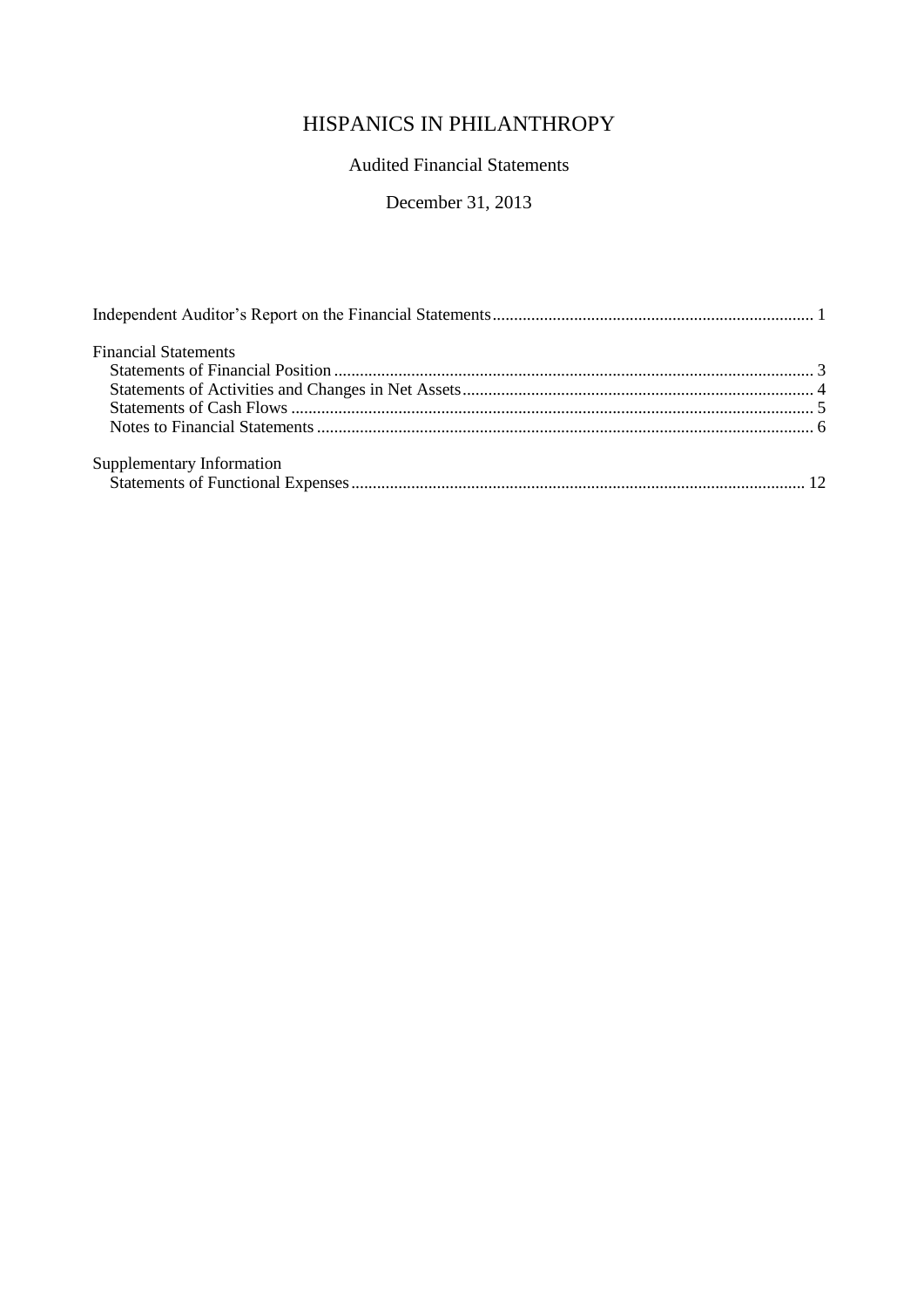# HISPANICS IN PHILANTHROPY

Audited Financial Statements

December 31, 2013

| | |
|---|---|
| Independent Auditor's Report on the Financial Statements | 1 |
| **Financial Statements** | |
| Statements of Financial Position | 3 |
| Statements of Activities and Changes in Net Assets | 4 |
| Statements of Cash Flows | 5 |
| Notes to Financial Statements | 6 |
| **Supplementary Information** | |
| Statements of Functional Expenses | 12 |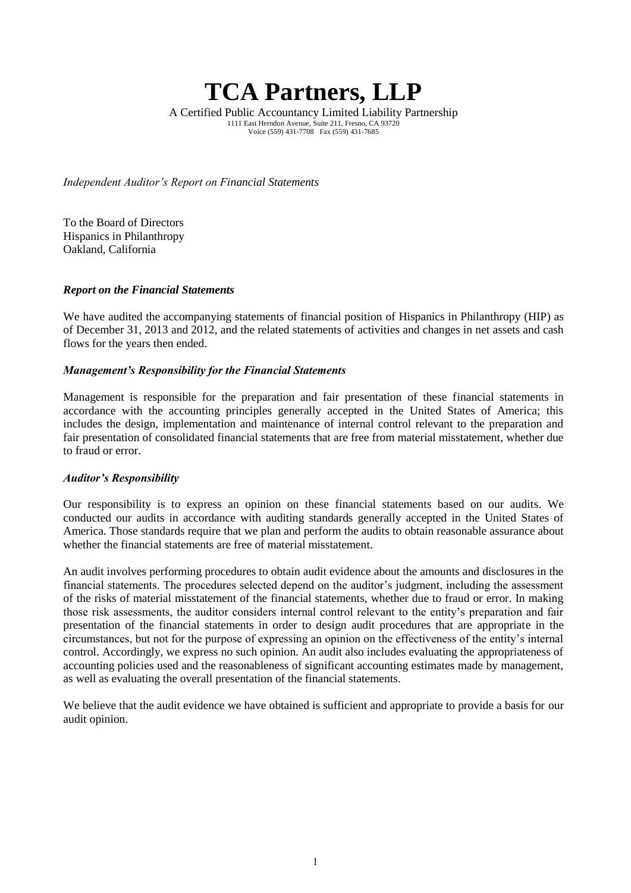# TCA Partners, LLP

A Certified Public Accountancy Limited Liability Partnership
1111 East Herndon Avenue, Suite 211, Fresno, CA 93720
Voice (559) 431-7708 Fax (559) 431-7685

*Independent Auditor's Report on Financial Statements*

To the Board of Directors
Hispanics in Philanthropy
Oakland, California

### *Report on the Financial Statements*

We have audited the accompanying statements of financial position of Hispanics in Philanthropy (HIP) as of December 31, 2013 and 2012, and the related statements of activities and changes in net assets and cash flows for the years then ended.

### *Management's Responsibility for the Financial Statements*

Management is responsible for the preparation and fair presentation of these financial statements in accordance with the accounting principles generally accepted in the United States of America; this includes the design, implementation and maintenance of internal control relevant to the preparation and fair presentation of consolidated financial statements that are free from material misstatement, whether due to fraud or error.

### *Auditor's Responsibility*

Our responsibility is to express an opinion on these financial statements based on our audits. We conducted our audits in accordance with auditing standards generally accepted in the United States of America. Those standards require that we plan and perform the audits to obtain reasonable assurance about whether the financial statements are free of material misstatement.

An audit involves performing procedures to obtain audit evidence about the amounts and disclosures in the financial statements. The procedures selected depend on the auditor's judgment, including the assessment of the risks of material misstatement of the financial statements, whether due to fraud or error. In making those risk assessments, the auditor considers internal control relevant to the entity's preparation and fair presentation of the financial statements in order to design audit procedures that are appropriate in the circumstances, but not for the purpose of expressing an opinion on the effectiveness of the entity's internal control. Accordingly, we express no such opinion. An audit also includes evaluating the appropriateness of accounting policies used and the reasonableness of significant accounting estimates made by management, as well as evaluating the overall presentation of the financial statements.

We believe that the audit evidence we have obtained is sufficient and appropriate to provide a basis for our audit opinion.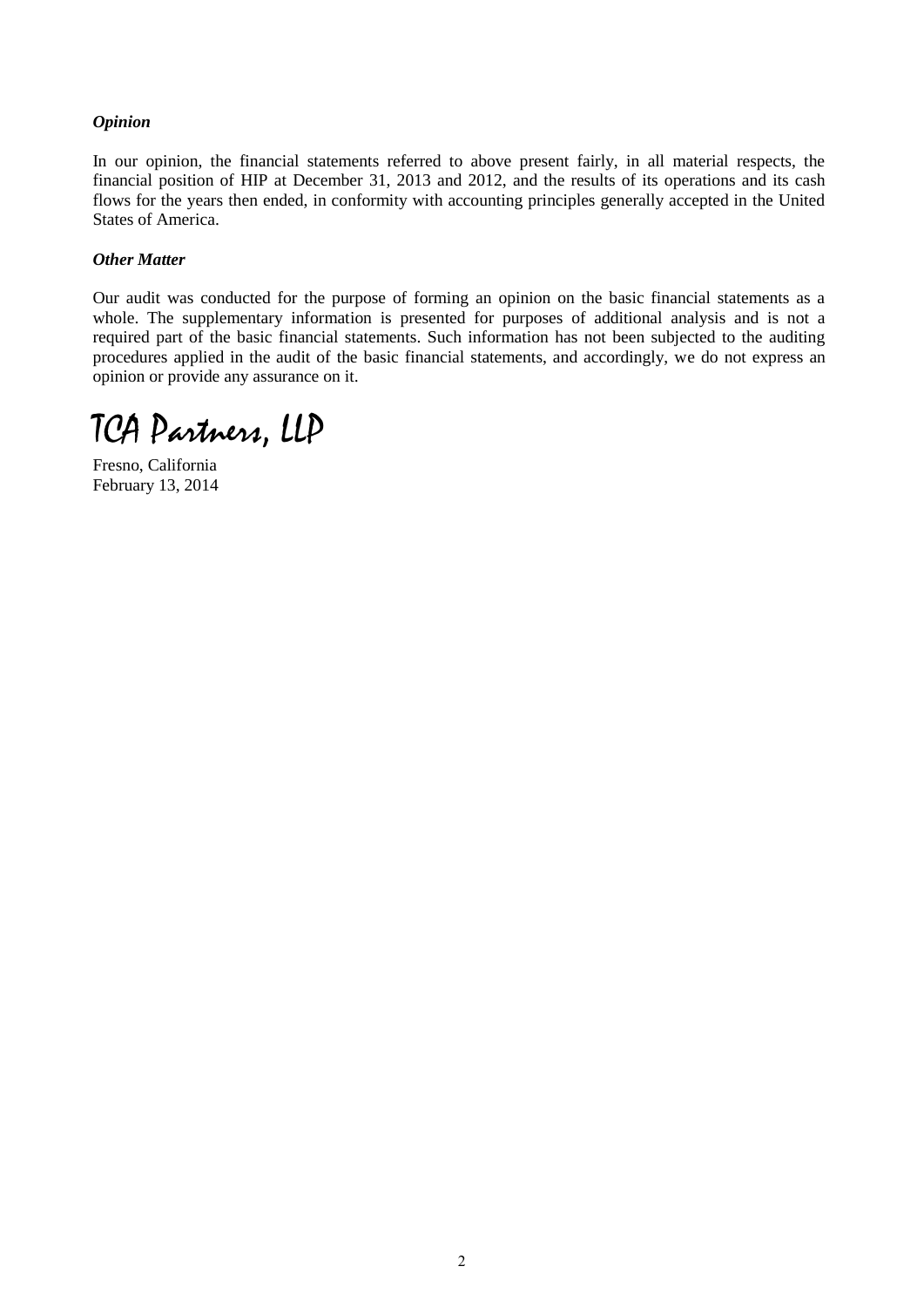***Opinion***

In our opinion, the financial statements referred to above present fairly, in all material respects, the financial position of HIP at December 31, 2013 and 2012, and the results of its operations and its cash flows for the years then ended, in conformity with accounting principles generally accepted in the United States of America.

***Other Matter***

Our audit was conducted for the purpose of forming an opinion on the basic financial statements as a whole. The supplementary information is presented for purposes of additional analysis and is not a required part of the basic financial statements. Such information has not been subjected to the auditing procedures applied in the audit of the basic financial statements, and accordingly, we do not express an opinion or provide any assurance on it.

TCA Partners, LLP

Fresno, California
February 13, 2014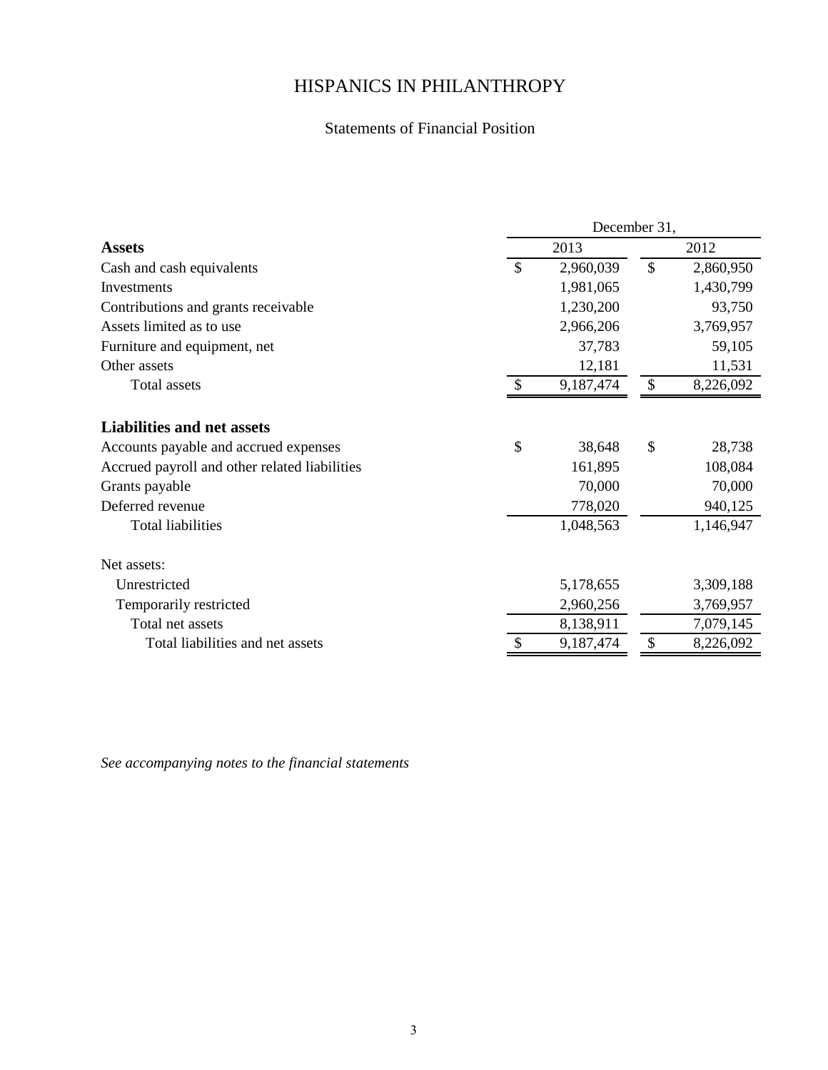# HISPANICS IN PHILANTHROPY

## Statements of Financial Position

| | December 31, | |
|---|---|---|
| **Assets** | 2013 | 2012 |
| Cash and cash equivalents | $ 2,960,039 | $ 2,860,950 |
| Investments | 1,981,065 | 1,430,799 |
| Contributions and grants receivable | 1,230,200 | 93,750 |
| Assets limited as to use | 2,966,206 | 3,769,957 |
| Furniture and equipment, net | 37,783 | 59,105 |
| Other assets | 12,181 | 11,531 |
| Total assets | $ 9,187,474 | $ 8,226,092 |
| | | |
| **Liabilities and net assets** | | |
| Accounts payable and accrued expenses | $ 38,648 | $ 28,738 |
| Accrued payroll and other related liabilities | 161,895 | 108,084 |
| Grants payable | 70,000 | 70,000 |
| Deferred revenue | 778,020 | 940,125 |
| Total liabilities | 1,048,563 | 1,146,947 |
| | | |
| Net assets: | | |
| Unrestricted | 5,178,655 | 3,309,188 |
| Temporarily restricted | 2,960,256 | 3,769,957 |
| Total net assets | 8,138,911 | 7,079,145 |
| Total liabilities and net assets | $ 9,187,474 | $ 8,226,092 |

*See accompanying notes to the financial statements*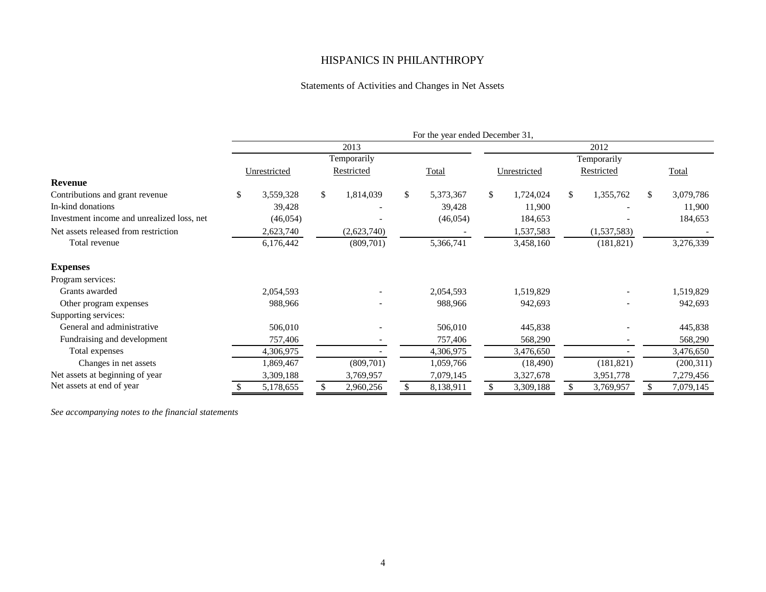# HISPANICS IN PHILANTHROPY

## Statements of Activities and Changes in Net Assets

| | For the year ended December 31, | | | | | |
|---|---|---|---|---|---|---|
| | 2013 | | | 2012 | | |
| | Unrestricted | Temporarily Restricted | Total | Unrestricted | Temporarily Restricted | Total |
| **Revenue** | | | | | | |
| Contributions and grant revenue | $ 3,559,328 | $ 1,814,039 | $ 5,373,367 | $ 1,724,024 | $ 1,355,762 | $ 3,079,786 |
| In-kind donations | 39,428 | - | 39,428 | 11,900 | - | 11,900 |
| Investment income and unrealized loss, net | (46,054) | - | (46,054) | 184,653 | - | 184,653 |
| Net assets released from restriction | 2,623,740 | (2,623,740) | - | 1,537,583 | (1,537,583) | - |
| Total revenue | 6,176,442 | (809,701) | 5,366,741 | 3,458,160 | (181,821) | 3,276,339 |
| **Expenses** | | | | | | |
| Program services: | | | | | | |
| Grants awarded | 2,054,593 | - | 2,054,593 | 1,519,829 | - | 1,519,829 |
| Other program expenses | 988,966 | - | 988,966 | 942,693 | - | 942,693 |
| Supporting services: | | | | | | |
| General and administrative | 506,010 | - | 506,010 | 445,838 | - | 445,838 |
| Fundraising and development | 757,406 | - | 757,406 | 568,290 | - | 568,290 |
| Total expenses | 4,306,975 | - | 4,306,975 | 3,476,650 | - | 3,476,650 |
| Changes in net assets | 1,869,467 | (809,701) | 1,059,766 | (18,490) | (181,821) | (200,311) |
| Net assets at beginning of year | 3,309,188 | 3,769,957 | 7,079,145 | 3,327,678 | 3,951,778 | 7,279,456 |
| Net assets at end of year | $ 5,178,655 | $ 2,960,256 | $ 8,138,911 | $ 3,309,188 | $ 3,769,957 | $ 7,079,145 |

*See accompanying notes to the financial statements*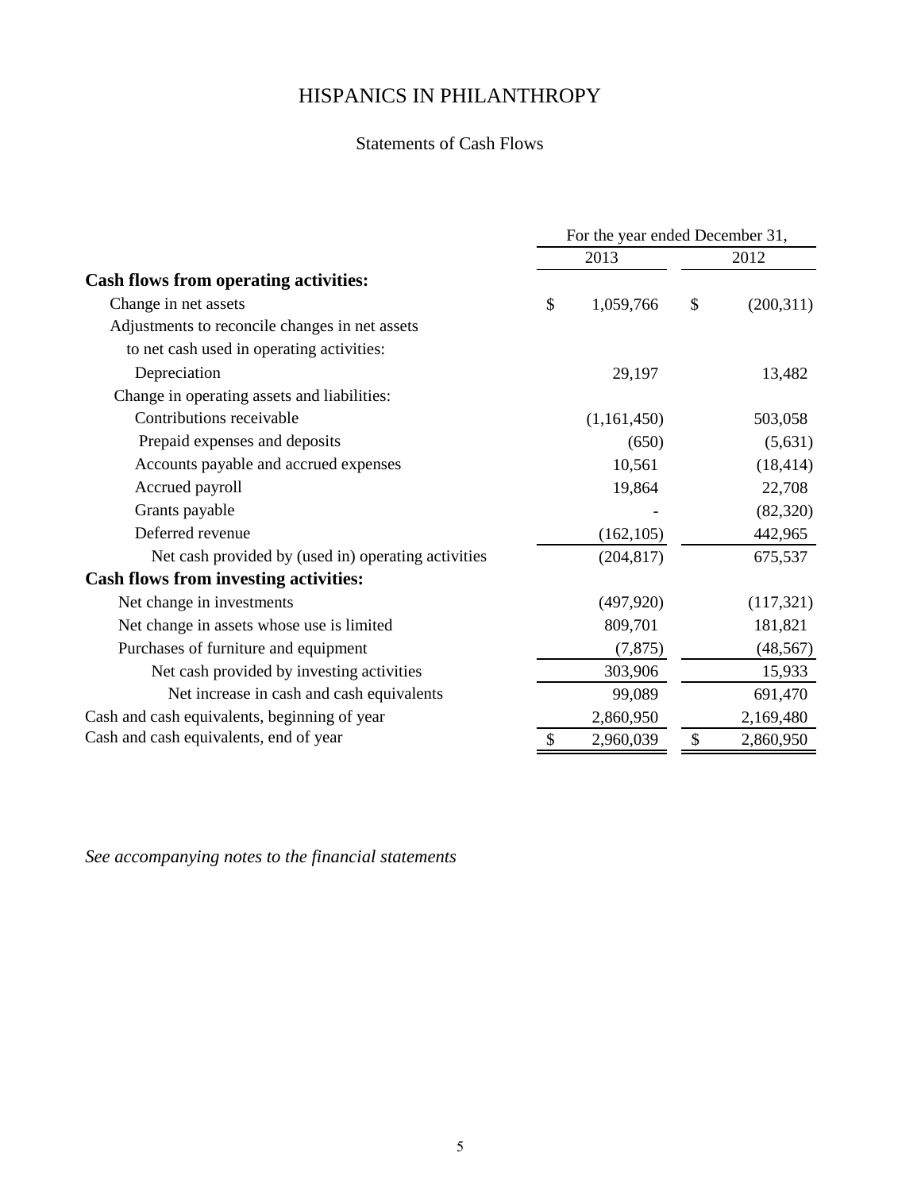# HISPANICS IN PHILANTHROPY

## Statements of Cash Flows

| | For the year ended December 31, | |
|---|---|---|
| | 2013 | 2012 |
| **Cash flows from operating activities:** | | |
| Change in net assets | $ 1,059,766 | $ (200,311) |
| Adjustments to reconcile changes in net assets to net cash used in operating activities: | | |
| Depreciation | 29,197 | 13,482 |
| Change in operating assets and liabilities: | | |
| Contributions receivable | (1,161,450) | 503,058 |
| Prepaid expenses and deposits | (650) | (5,631) |
| Accounts payable and accrued expenses | 10,561 | (18,414) |
| Accrued payroll | 19,864 | 22,708 |
| Grants payable | - | (82,320) |
| Deferred revenue | (162,105) | 442,965 |
| Net cash provided by (used in) operating activities | (204,817) | 675,537 |
| **Cash flows from investing activities:** | | |
| Net change in investments | (497,920) | (117,321) |
| Net change in assets whose use is limited | 809,701 | 181,821 |
| Purchases of furniture and equipment | (7,875) | (48,567) |
| Net cash provided by investing activities | 303,906 | 15,933 |
| Net increase in cash and cash equivalents | 99,089 | 691,470 |
| Cash and cash equivalents, beginning of year | 2,860,950 | 2,169,480 |
| Cash and cash equivalents, end of year | $ 2,960,039 | $ 2,860,950 |

*See accompanying notes to the financial statements*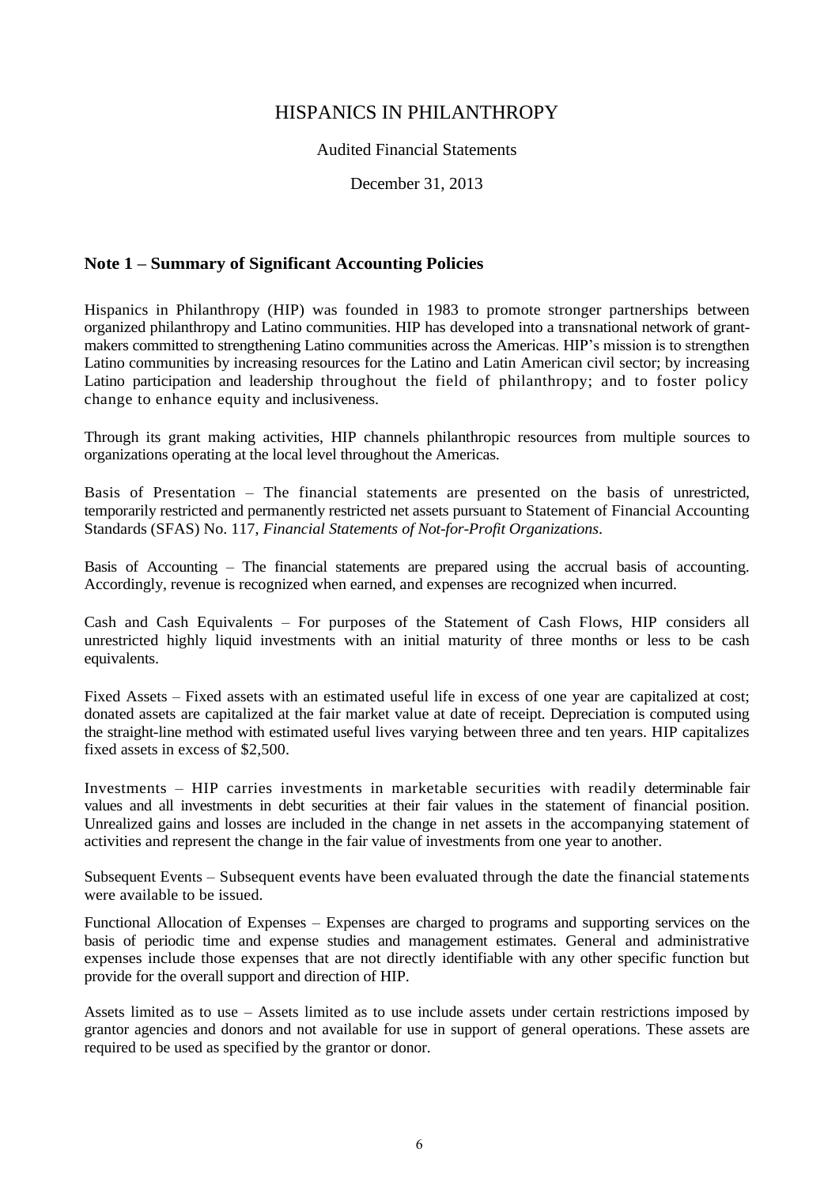# HISPANICS IN PHILANTHROPY

Audited Financial Statements

December 31, 2013

## Note 1 – Summary of Significant Accounting Policies

Hispanics in Philanthropy (HIP) was founded in 1983 to promote stronger partnerships between organized philanthropy and Latino communities. HIP has developed into a transnational network of grant-makers committed to strengthening Latino communities across the Americas. HIP's mission is to strengthen Latino communities by increasing resources for the Latino and Latin American civil sector; by increasing Latino participation and leadership throughout the field of philanthropy; and to foster policy change to enhance equity and inclusiveness.

Through its grant making activities, HIP channels philanthropic resources from multiple sources to organizations operating at the local level throughout the Americas.

Basis of Presentation – The financial statements are presented on the basis of unrestricted, temporarily restricted and permanently restricted net assets pursuant to Statement of Financial Accounting Standards (SFAS) No. 117, *Financial Statements of Not-for-Profit Organizations*.

Basis of Accounting – The financial statements are prepared using the accrual basis of accounting. Accordingly, revenue is recognized when earned, and expenses are recognized when incurred.

Cash and Cash Equivalents – For purposes of the Statement of Cash Flows, HIP considers all unrestricted highly liquid investments with an initial maturity of three months or less to be cash equivalents.

Fixed Assets – Fixed assets with an estimated useful life in excess of one year are capitalized at cost; donated assets are capitalized at the fair market value at date of receipt. Depreciation is computed using the straight-line method with estimated useful lives varying between three and ten years. HIP capitalizes fixed assets in excess of $2,500.

Investments – HIP carries investments in marketable securities with readily determinable fair values and all investments in debt securities at their fair values in the statement of financial position. Unrealized gains and losses are included in the change in net assets in the accompanying statement of activities and represent the change in the fair value of investments from one year to another.

Subsequent Events – Subsequent events have been evaluated through the date the financial statements were available to be issued.

Functional Allocation of Expenses – Expenses are charged to programs and supporting services on the basis of periodic time and expense studies and management estimates. General and administrative expenses include those expenses that are not directly identifiable with any other specific function but provide for the overall support and direction of HIP.

Assets limited as to use – Assets limited as to use include assets under certain restrictions imposed by grantor agencies and donors and not available for use in support of general operations. These assets are required to be used as specified by the grantor or donor.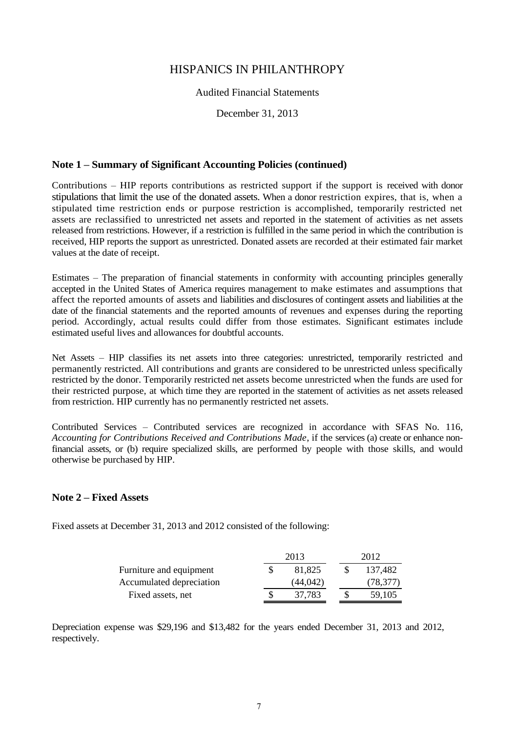# HISPANICS IN PHILANTHROPY

Audited Financial Statements

December 31, 2013

## Note 1 – Summary of Significant Accounting Policies (continued)

Contributions – HIP reports contributions as restricted support if the support is received with donor stipulations that limit the use of the donated assets. When a donor restriction expires, that is, when a stipulated time restriction ends or purpose restriction is accomplished, temporarily restricted net assets are reclassified to unrestricted net assets and reported in the statement of activities as net assets released from restrictions. However, if a restriction is fulfilled in the same period in which the contribution is received, HIP reports the support as unrestricted. Donated assets are recorded at their estimated fair market values at the date of receipt.

Estimates – The preparation of financial statements in conformity with accounting principles generally accepted in the United States of America requires management to make estimates and assumptions that affect the reported amounts of assets and liabilities and disclosures of contingent assets and liabilities at the date of the financial statements and the reported amounts of revenues and expenses during the reporting period. Accordingly, actual results could differ from those estimates. Significant estimates include estimated useful lives and allowances for doubtful accounts.

Net Assets – HIP classifies its net assets into three categories: unrestricted, temporarily restricted and permanently restricted. All contributions and grants are considered to be unrestricted unless specifically restricted by the donor. Temporarily restricted net assets become unrestricted when the funds are used for their restricted purpose, at which time they are reported in the statement of activities as net assets released from restriction. HIP currently has no permanently restricted net assets.

Contributed Services – Contributed services are recognized in accordance with SFAS No. 116, *Accounting for Contributions Received and Contributions Made*, if the services (a) create or enhance non-financial assets, or (b) require specialized skills, are performed by people with those skills, and would otherwise be purchased by HIP.

## Note 2 – Fixed Assets

Fixed assets at December 31, 2013 and 2012 consisted of the following:

| | 2013 | 2012 |
|---|---|---|
| Furniture and equipment | $ 81,825 | $ 137,482 |
| Accumulated depreciation | (44,042) | (78,377) |
| Fixed assets, net | $ 37,783 | $ 59,105 |

Depreciation expense was $29,196 and $13,482 for the years ended December 31, 2013 and 2012, respectively.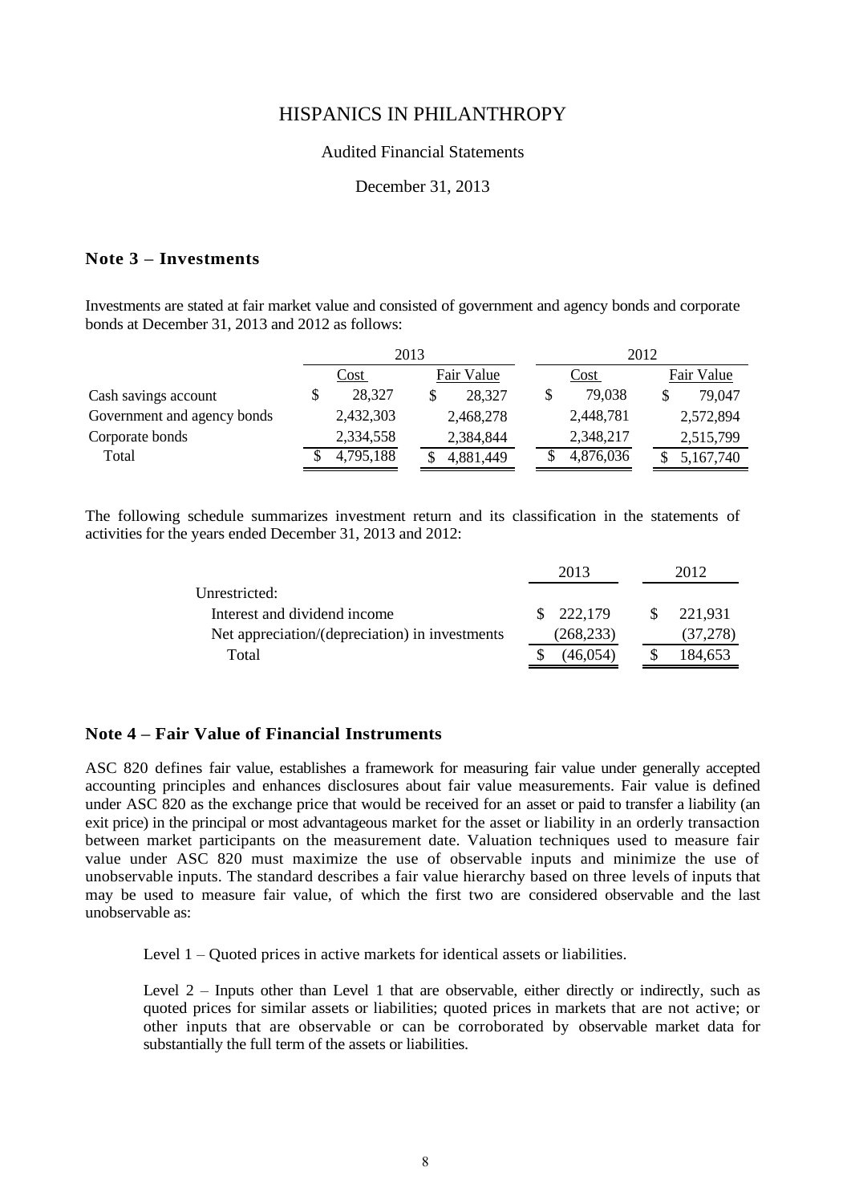# HISPANICS IN PHILANTHROPY

Audited Financial Statements

December 31, 2013

## Note 3 – Investments

Investments are stated at fair market value and consisted of government and agency bonds and corporate bonds at December 31, 2013 and 2012 as follows:

| | 2013 | | 2012 | |
|---|---|---|---|---|
| | Cost | Fair Value | Cost | Fair Value |
| Cash savings account | $ 28,327 | $ 28,327 | $ 79,038 | $ 79,047 |
| Government and agency bonds | 2,432,303 | 2,468,278 | 2,448,781 | 2,572,894 |
| Corporate bonds | 2,334,558 | 2,384,844 | 2,348,217 | 2,515,799 |
| Total | $ 4,795,188 | $ 4,881,449 | $ 4,876,036 | $ 5,167,740 |

The following schedule summarizes investment return and its classification in the statements of activities for the years ended December 31, 2013 and 2012:

| | 2013 | 2012 |
|---|---|---|
| Unrestricted: | | |
| Interest and dividend income | $ 222,179 | $ 221,931 |
| Net appreciation/(depreciation) in investments | (268,233) | (37,278) |
| Total | $ (46,054) | $ 184,653 |

## Note 4 – Fair Value of Financial Instruments

ASC 820 defines fair value, establishes a framework for measuring fair value under generally accepted accounting principles and enhances disclosures about fair value measurements. Fair value is defined under ASC 820 as the exchange price that would be received for an asset or paid to transfer a liability (an exit price) in the principal or most advantageous market for the asset or liability in an orderly transaction between market participants on the measurement date. Valuation techniques used to measure fair value under ASC 820 must maximize the use of observable inputs and minimize the use of unobservable inputs. The standard describes a fair value hierarchy based on three levels of inputs that may be used to measure fair value, of which the first two are considered observable and the last unobservable as:

Level 1 – Quoted prices in active markets for identical assets or liabilities.

Level 2 – Inputs other than Level 1 that are observable, either directly or indirectly, such as quoted prices for similar assets or liabilities; quoted prices in markets that are not active; or other inputs that are observable or can be corroborated by observable market data for substantially the full term of the assets or liabilities.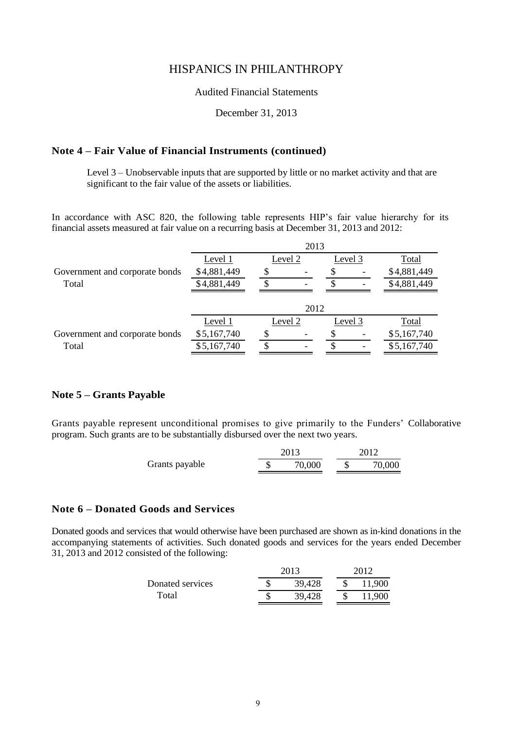# HISPANICS IN PHILANTHROPY

Audited Financial Statements

December 31, 2013

## Note 4 – Fair Value of Financial Instruments (continued)

Level 3 – Unobservable inputs that are supported by little or no market activity and that are significant to the fair value of the assets or liabilities.

In accordance with ASC 820, the following table represents HIP's fair value hierarchy for its financial assets measured at fair value on a recurring basis at December 31, 2013 and 2012:

| | 2013 | | | |
|---|---|---|---|---|
| | Level 1 | Level 2 | Level 3 | Total |
| Government and corporate bonds | $4,881,449 | $ - | $ - | $4,881,449 |
| Total | $4,881,449 | $ - | $ - | $4,881,449 |

| | 2012 | | | |
|---|---|---|---|---|
| | Level 1 | Level 2 | Level 3 | Total |
| Government and corporate bonds | $5,167,740 | $ - | $ - | $5,167,740 |
| Total | $5,167,740 | $ - | $ - | $5,167,740 |

## Note 5 – Grants Payable

Grants payable represent unconditional promises to give primarily to the Funders' Collaborative program. Such grants are to be substantially disbursed over the next two years.

| | 2013 | 2012 |
|---|---|---|
| Grants payable | $ 70,000 | $ 70,000 |

## Note 6 – Donated Goods and Services

Donated goods and services that would otherwise have been purchased are shown as in-kind donations in the accompanying statements of activities. Such donated goods and services for the years ended December 31, 2013 and 2012 consisted of the following:

| | 2013 | 2012 |
|---|---|---|
| Donated services | $ 39,428 | $ 11,900 |
| Total | $ 39,428 | $ 11,900 |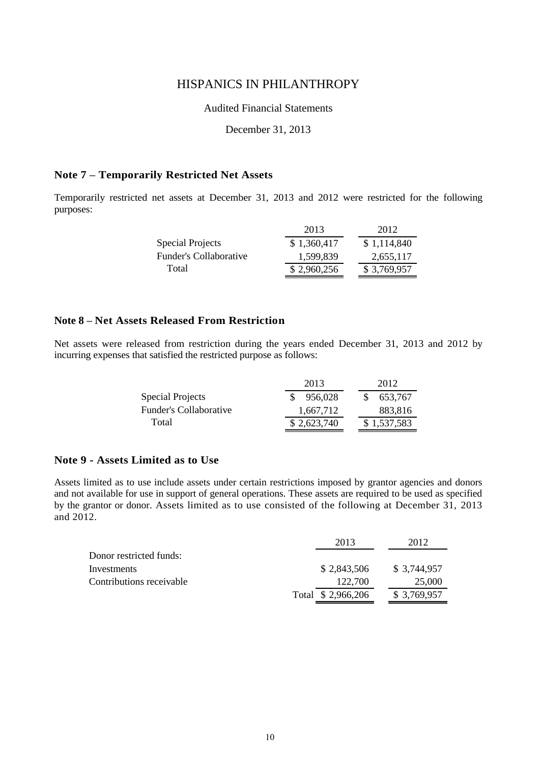# HISPANICS IN PHILANTHROPY

Audited Financial Statements

December 31, 2013

## Note 7 – Temporarily Restricted Net Assets

Temporarily restricted net assets at December 31, 2013 and 2012 were restricted for the following purposes:

| | 2013 | 2012 |
|---|---|---|
| Special Projects | $ 1,360,417 | $ 1,114,840 |
| Funder's Collaborative | 1,599,839 | 2,655,117 |
| Total | $ 2,960,256 | $ 3,769,957 |

## Note 8 – Net Assets Released From Restriction

Net assets were released from restriction during the years ended December 31, 2013 and 2012 by incurring expenses that satisfied the restricted purpose as follows:

| | 2013 | 2012 |
|---|---|---|
| Special Projects | $ 956,028 | $ 653,767 |
| Funder's Collaborative | 1,667,712 | 883,816 |
| Total | $ 2,623,740 | $ 1,537,583 |

## Note 9 - Assets Limited as to Use

Assets limited as to use include assets under certain restrictions imposed by grantor agencies and donors and not available for use in support of general operations. These assets are required to be used as specified by the grantor or donor. Assets limited as to use consisted of the following at December 31, 2013 and 2012.

| | | 2013 | 2012 |
|---|---|---|---|
| Donor restricted funds: | | | |
| Investments | | $ 2,843,506 | $ 3,744,957 |
| Contributions receivable | | 122,700 | 25,000 |
| | Total | $ 2,966,206 | $ 3,769,957 |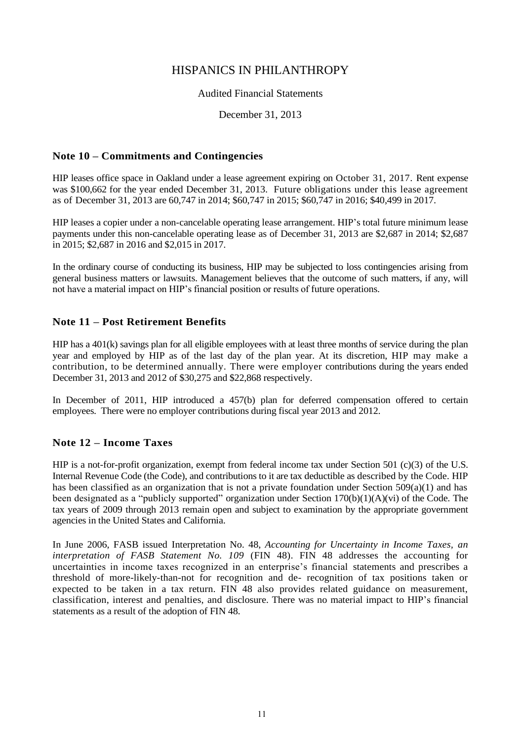# HISPANICS IN PHILANTHROPY

Audited Financial Statements

December 31, 2013

## Note 10 – Commitments and Contingencies

HIP leases office space in Oakland under a lease agreement expiring on October 31, 2017. Rent expense was $100,662 for the year ended December 31, 2013. Future obligations under this lease agreement as of December 31, 2013 are 60,747 in 2014; $60,747 in 2015; $60,747 in 2016; $40,499 in 2017.

HIP leases a copier under a non-cancelable operating lease arrangement. HIP's total future minimum lease payments under this non-cancelable operating lease as of December 31, 2013 are $2,687 in 2014; $2,687 in 2015; $2,687 in 2016 and $2,015 in 2017.

In the ordinary course of conducting its business, HIP may be subjected to loss contingencies arising from general business matters or lawsuits. Management believes that the outcome of such matters, if any, will not have a material impact on HIP's financial position or results of future operations.

## Note 11 – Post Retirement Benefits

HIP has a 401(k) savings plan for all eligible employees with at least three months of service during the plan year and employed by HIP as of the last day of the plan year. At its discretion, HIP may make a contribution, to be determined annually. There were employer contributions during the years ended December 31, 2013 and 2012 of $30,275 and $22,868 respectively.

In December of 2011, HIP introduced a 457(b) plan for deferred compensation offered to certain employees. There were no employer contributions during fiscal year 2013 and 2012.

## Note 12 – Income Taxes

HIP is a not-for-profit organization, exempt from federal income tax under Section 501 (c)(3) of the U.S. Internal Revenue Code (the Code), and contributions to it are tax deductible as described by the Code. HIP has been classified as an organization that is not a private foundation under Section 509(a)(1) and has been designated as a "publicly supported" organization under Section 170(b)(1)(A)(vi) of the Code. The tax years of 2009 through 2013 remain open and subject to examination by the appropriate government agencies in the United States and California.

In June 2006, FASB issued Interpretation No. 48, *Accounting for Uncertainty in Income Taxes, an interpretation of FASB Statement No. 109* (FIN 48). FIN 48 addresses the accounting for uncertainties in income taxes recognized in an enterprise's financial statements and prescribes a threshold of more-likely-than-not for recognition and de- recognition of tax positions taken or expected to be taken in a tax return. FIN 48 also provides related guidance on measurement, classification, interest and penalties, and disclosure. There was no material impact to HIP's financial statements as a result of the adoption of FIN 48.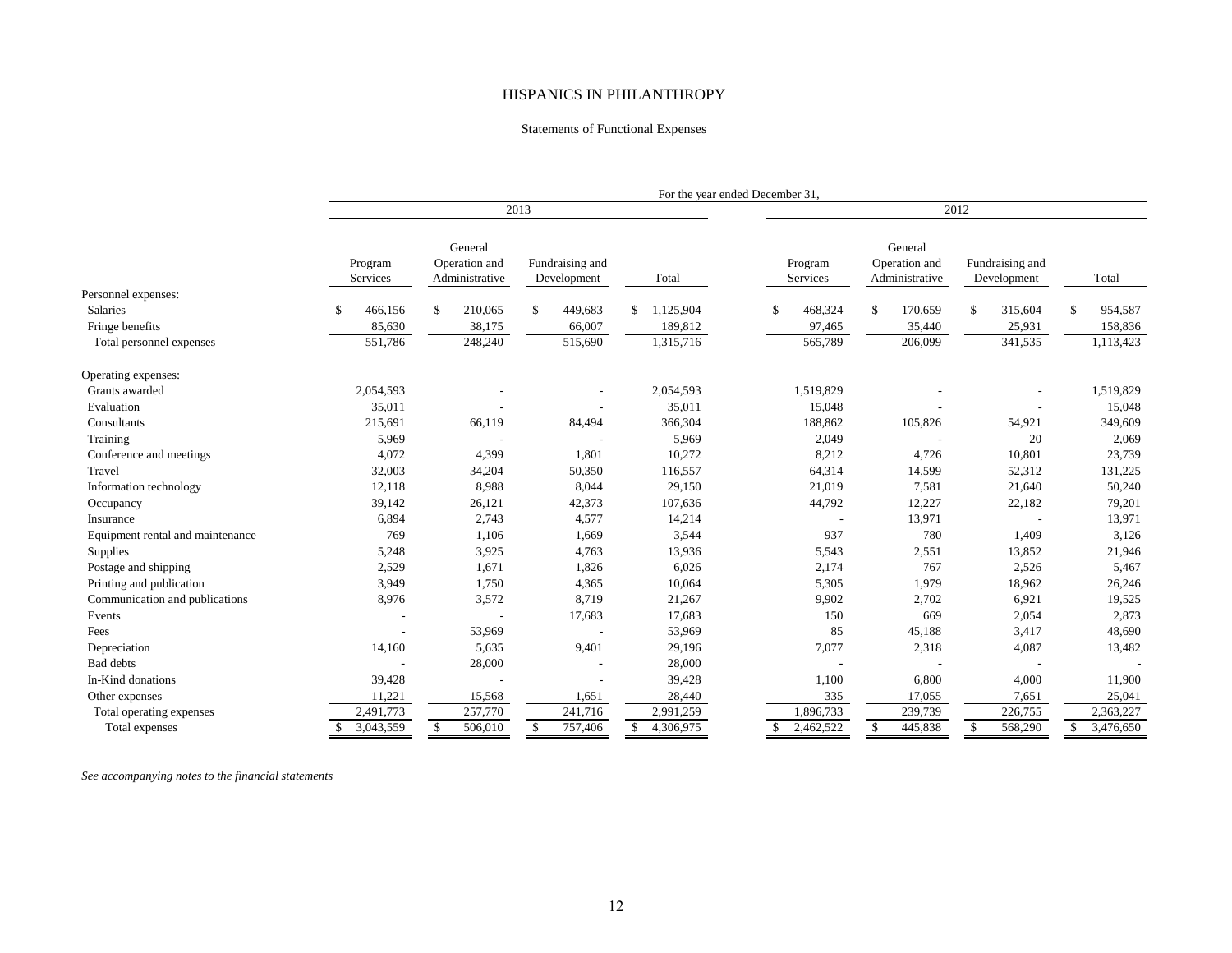# HISPANICS IN PHILANTHROPY

## Statements of Functional Expenses

| | For the year ended December 31, | | | | | | | |
|---|---|---|---|---|---|---|---|---|
| | 2013 | | | | 2012 | | | |
| | Program Services | General Operation and Administrative | Fundraising and Development | Total | Program Services | General Operation and Administrative | Fundraising and Development | Total |
| Personnel expenses: | | | | | | | | |
| Salaries | $ 466,156 | $ 210,065 | $ 449,683 | $ 1,125,904 | $ 468,324 | $ 170,659 | $ 315,604 | $ 954,587 |
| Fringe benefits | 85,630 | 38,175 | 66,007 | 189,812 | 97,465 | 35,440 | 25,931 | 158,836 |
| Total personnel expenses | 551,786 | 248,240 | 515,690 | 1,315,716 | 565,789 | 206,099 | 341,535 | 1,113,423 |
| Operating expenses: | | | | | | | | |
| Grants awarded | 2,054,593 | - | - | 2,054,593 | 1,519,829 | - | - | 1,519,829 |
| Evaluation | 35,011 | - | - | 35,011 | 15,048 | - | - | 15,048 |
| Consultants | 215,691 | 66,119 | 84,494 | 366,304 | 188,862 | 105,826 | 54,921 | 349,609 |
| Training | 5,969 | - | - | 5,969 | 2,049 | - | 20 | 2,069 |
| Conference and meetings | 4,072 | 4,399 | 1,801 | 10,272 | 8,212 | 4,726 | 10,801 | 23,739 |
| Travel | 32,003 | 34,204 | 50,350 | 116,557 | 64,314 | 14,599 | 52,312 | 131,225 |
| Information technology | 12,118 | 8,988 | 8,044 | 29,150 | 21,019 | 7,581 | 21,640 | 50,240 |
| Occupancy | 39,142 | 26,121 | 42,373 | 107,636 | 44,792 | 12,227 | 22,182 | 79,201 |
| Insurance | 6,894 | 2,743 | 4,577 | 14,214 | - | 13,971 | - | 13,971 |
| Equipment rental and maintenance | 769 | 1,106 | 1,669 | 3,544 | 937 | 780 | 1,409 | 3,126 |
| Supplies | 5,248 | 3,925 | 4,763 | 13,936 | 5,543 | 2,551 | 13,852 | 21,946 |
| Postage and shipping | 2,529 | 1,671 | 1,826 | 6,026 | 2,174 | 767 | 2,526 | 5,467 |
| Printing and publication | 3,949 | 1,750 | 4,365 | 10,064 | 5,305 | 1,979 | 18,962 | 26,246 |
| Communication and publications | 8,976 | 3,572 | 8,719 | 21,267 | 9,902 | 2,702 | 6,921 | 19,525 |
| Events | - | - | 17,683 | 17,683 | 150 | 669 | 2,054 | 2,873 |
| Fees | - | 53,969 | - | 53,969 | 85 | 45,188 | 3,417 | 48,690 |
| Depreciation | 14,160 | 5,635 | 9,401 | 29,196 | 7,077 | 2,318 | 4,087 | 13,482 |
| Bad debts | - | 28,000 | - | 28,000 | - | - | - | - |
| In-Kind donations | 39,428 | - | - | 39,428 | 1,100 | 6,800 | 4,000 | 11,900 |
| Other expenses | 11,221 | 15,568 | 1,651 | 28,440 | 335 | 17,055 | 7,651 | 25,041 |
| Total operating expenses | 2,491,773 | 257,770 | 241,716 | 2,991,259 | 1,896,733 | 239,739 | 226,755 | 2,363,227 |
| Total expenses | $ 3,043,559 | $ 506,010 | $ 757,406 | $ 4,306,975 | $ 2,462,522 | $ 445,838 | $ 568,290 | $ 3,476,650 |

*See accompanying notes to the financial statements*